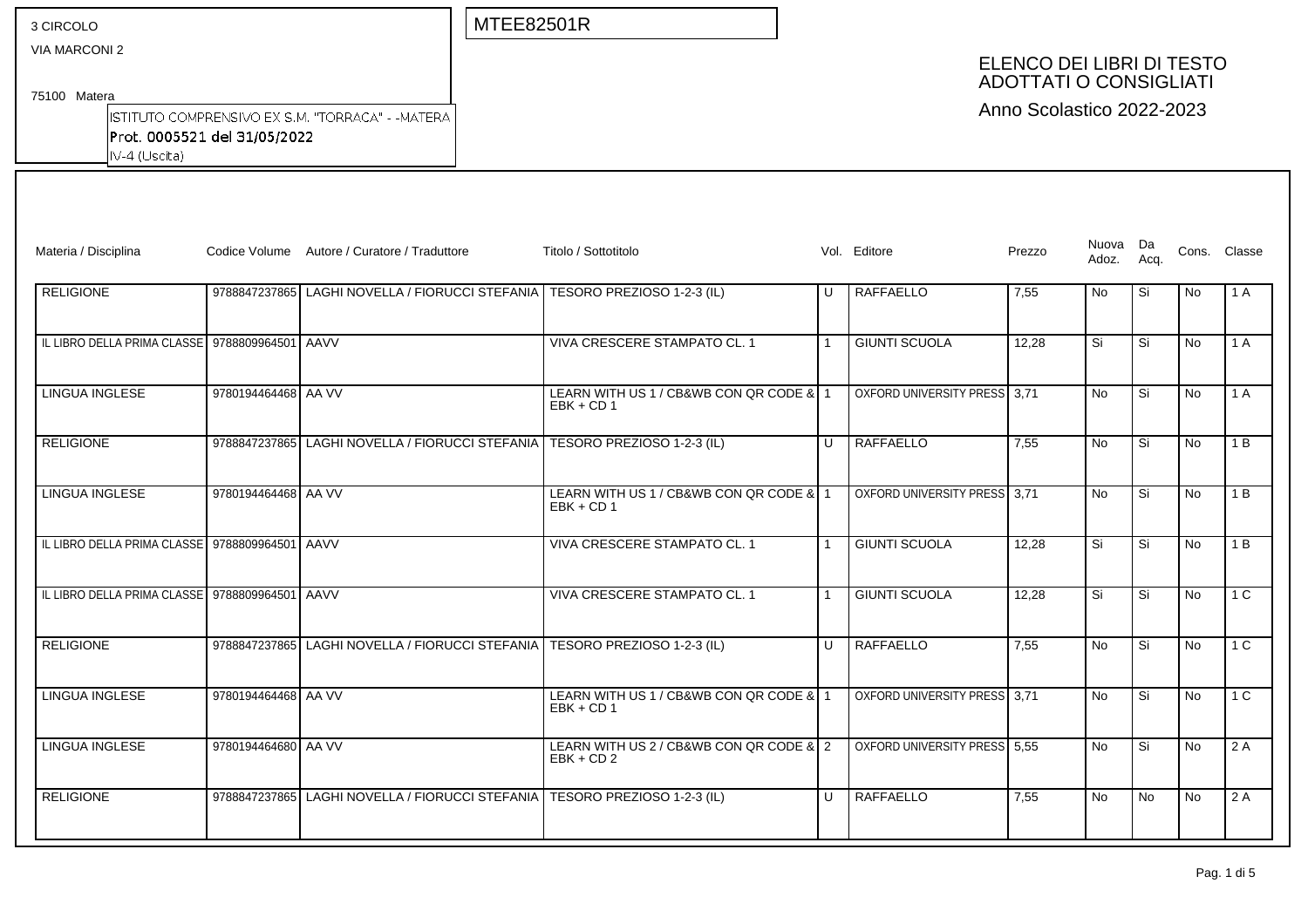3 CIRCOLO
VIA MARCONI 2

75100 Matera

ISTITUTO COMPRENSIVO EX S.M. "TORRACA" - -MATERA
Prot. 0005521 del 31/05/2022
IV-4 (Uscita)

MTEE82501R

# ELENCO DEI LIBRI DI TESTO ADOTTATI O CONSIGLIATI

Anno Scolastico 2022-2023

| Materia / Disciplina | Codice Volume | Autore / Curatore / Traduttore | Titolo / Sottotitolo | Vol. | Editore | Prezzo | Nuova Adoz. | Da Acq. | Cons. | Classe |
|---|---|---|---|---|---|---|---|---|---|---|
| RELIGIONE | 9788847237865 | LAGHI NOVELLA / FIORUCCI STEFANIA | TESORO PREZIOSO 1-2-3 (IL) | U | RAFFAELLO | 7,55 | No | Si | No | 1 A |
| IL LIBRO DELLA PRIMA CLASSE | 9788809964501 | AAVV | VIVA CRESCERE STAMPATO CL. 1 | 1 | GIUNTI SCUOLA | 12,28 | Si | Si | No | 1 A |
| LINGUA INGLESE | 9780194464468 | AA VV | LEARN WITH US 1 / CB&WB CON QR CODE & EBK + CD 1 | 1 | OXFORD UNIVERSITY PRESS | 3,71 | No | Si | No | 1 A |
| RELIGIONE | 9788847237865 | LAGHI NOVELLA / FIORUCCI STEFANIA | TESORO PREZIOSO 1-2-3 (IL) | U | RAFFAELLO | 7,55 | No | Si | No | 1 B |
| LINGUA INGLESE | 9780194464468 | AA VV | LEARN WITH US 1 / CB&WB CON QR CODE & EBK + CD 1 | 1 | OXFORD UNIVERSITY PRESS | 3,71 | No | Si | No | 1 B |
| IL LIBRO DELLA PRIMA CLASSE | 9788809964501 | AAVV | VIVA CRESCERE STAMPATO CL. 1 | 1 | GIUNTI SCUOLA | 12,28 | Si | Si | No | 1 B |
| IL LIBRO DELLA PRIMA CLASSE | 9788809964501 | AAVV | VIVA CRESCERE STAMPATO CL. 1 | 1 | GIUNTI SCUOLA | 12,28 | Si | Si | No | 1 C |
| RELIGIONE | 9788847237865 | LAGHI NOVELLA / FIORUCCI STEFANIA | TESORO PREZIOSO 1-2-3 (IL) | U | RAFFAELLO | 7,55 | No | Si | No | 1 C |
| LINGUA INGLESE | 9780194464468 | AA VV | LEARN WITH US 1 / CB&WB CON QR CODE & EBK + CD 1 | 1 | OXFORD UNIVERSITY PRESS | 3,71 | No | Si | No | 1 C |
| LINGUA INGLESE | 9780194464680 | AA VV | LEARN WITH US 2 / CB&WB CON QR CODE & EBK + CD 2 | 2 | OXFORD UNIVERSITY PRESS | 5,55 | No | Si | No | 2 A |
| RELIGIONE | 9788847237865 | LAGHI NOVELLA / FIORUCCI STEFANIA | TESORO PREZIOSO 1-2-3 (IL) | U | RAFFAELLO | 7,55 | No | No | No | 2 A |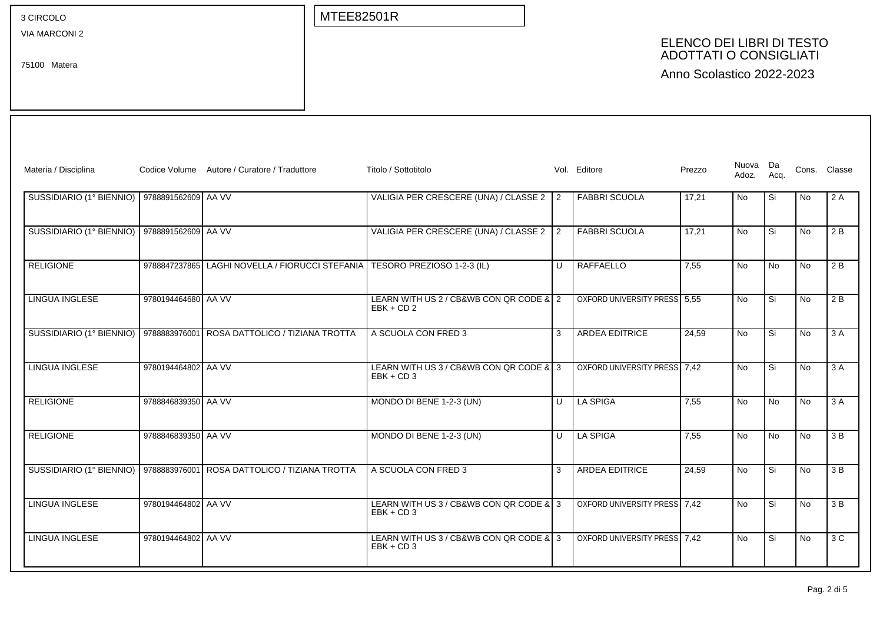3 CIRCOLO
VIA MARCONI 2

75100 Matera

MTEE82501R

# ELENCO DEI LIBRI DI TESTO ADOTTATI O CONSIGLIATI

Anno Scolastico 2022-2023

| Materia / Disciplina | Codice Volume | Autore / Curatore / Traduttore | Titolo / Sottotitolo | Vol. | Editore | Prezzo | Nuova Adoz. | Da Acq. | Cons. | Classe |
|---|---|---|---|---|---|---|---|---|---|---|
| SUSSIDIARIO (1° BIENNIO) | 9788891562609 | AA VV | VALIGIA PER CRESCERE (UNA) / CLASSE 2 | 2 | FABBRI SCUOLA | 17,21 | No | Si | No | 2 A |
| SUSSIDIARIO (1° BIENNIO) | 9788891562609 | AA VV | VALIGIA PER CRESCERE (UNA) / CLASSE 2 | 2 | FABBRI SCUOLA | 17,21 | No | Si | No | 2 B |
| RELIGIONE | 9788847237865 | LAGHI NOVELLA / FIORUCCI STEFANIA | TESORO PREZIOSO 1-2-3 (IL) | U | RAFFAELLO | 7,55 | No | No | No | 2 B |
| LINGUA INGLESE | 9780194464680 | AA VV | LEARN WITH US 2 / CB&WB CON QR CODE & EBK + CD 2 | 2 | OXFORD UNIVERSITY PRESS | 5,55 | No | Si | No | 2 B |
| SUSSIDIARIO (1° BIENNIO) | 9788883976001 | ROSA DATTOLICO / TIZIANA TROTTA | A SCUOLA CON FRED 3 | 3 | ARDEA EDITRICE | 24,59 | No | Si | No | 3 A |
| LINGUA INGLESE | 9780194464802 | AA VV | LEARN WITH US 3 / CB&WB CON QR CODE & EBK + CD 3 | 3 | OXFORD UNIVERSITY PRESS | 7,42 | No | Si | No | 3 A |
| RELIGIONE | 9788846839350 | AA VV | MONDO DI BENE 1-2-3 (UN) | U | LA SPIGA | 7,55 | No | No | No | 3 A |
| RELIGIONE | 9788846839350 | AA VV | MONDO DI BENE 1-2-3 (UN) | U | LA SPIGA | 7,55 | No | No | No | 3 B |
| SUSSIDIARIO (1° BIENNIO) | 9788883976001 | ROSA DATTOLICO / TIZIANA TROTTA | A SCUOLA CON FRED 3 | 3 | ARDEA EDITRICE | 24,59 | No | Si | No | 3 B |
| LINGUA INGLESE | 9780194464802 | AA VV | LEARN WITH US 3 / CB&WB CON QR CODE & EBK + CD 3 | 3 | OXFORD UNIVERSITY PRESS | 7,42 | No | Si | No | 3 B |
| LINGUA INGLESE | 9780194464802 | AA VV | LEARN WITH US 3 / CB&WB CON QR CODE & EBK + CD 3 | 3 | OXFORD UNIVERSITY PRESS | 7,42 | No | Si | No | 3 C |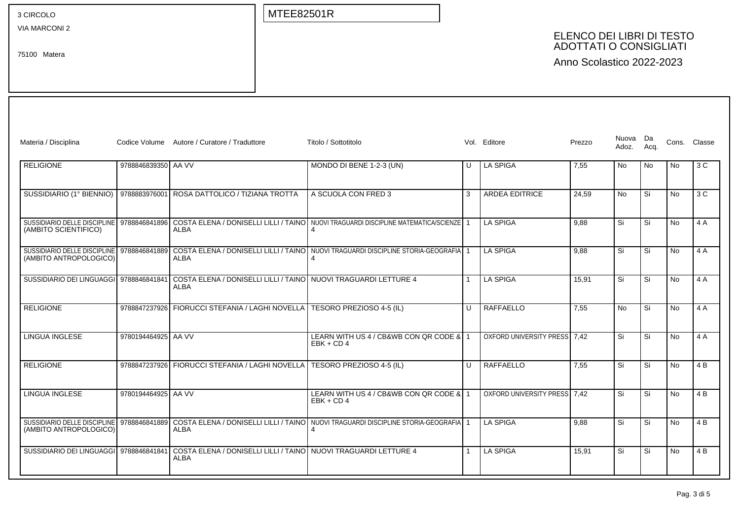3 CIRCOLO
VIA MARCONI 2

75100 Matera

MTEE82501R

# ELENCO DEI LIBRI DI TESTO ADOTTATI O CONSIGLIATI

Anno Scolastico 2022-2023

| Materia / Disciplina | Codice Volume | Autore / Curatore / Traduttore | Titolo / Sottotitolo | Vol. | Editore | Prezzo | Nuova Adoz. | Da Acq. | Cons. | Classe |
|---|---|---|---|---|---|---|---|---|---|---|
| RELIGIONE | 9788846839350 | AA VV | MONDO DI BENE 1-2-3 (UN) | U | LA SPIGA | 7,55 | No | No | No | 3 C |
| SUSSIDIARIO (1° BIENNIO) | 9788883976001 | ROSA DATTOLICO / TIZIANA TROTTA | A SCUOLA CON FRED 3 | 3 | ARDEA EDITRICE | 24,59 | No | Si | No | 3 C |
| SUSSIDIARIO DELLE DISCIPLINE (AMBITO SCIENTIFICO) | 9788846841896 | COSTA ELENA / DONISELLI LILLI / TAINO ALBA | NUOVI TRAGUARDI DISCIPLINE MATEMATICA/SCIENZE 4 | 1 | LA SPIGA | 9,88 | Si | Si | No | 4 A |
| SUSSIDIARIO DELLE DISCIPLINE (AMBITO ANTROPOLOGICO) | 9788846841889 | COSTA ELENA / DONISELLI LILLI / TAINO ALBA | NUOVI TRAGUARDI DISCIPLINE STORIA-GEOGRAFIA 4 | 1 | LA SPIGA | 9,88 | Si | Si | No | 4 A |
| SUSSIDIARIO DEI LINGUAGGI | 9788846841841 | COSTA ELENA / DONISELLI LILLI / TAINO ALBA | NUOVI TRAGUARDI LETTURE 4 | 1 | LA SPIGA | 15,91 | Si | Si | No | 4 A |
| RELIGIONE | 9788847237926 | FIORUCCI STEFANIA / LAGHI NOVELLA | TESORO PREZIOSO 4-5 (IL) | U | RAFFAELLO | 7,55 | No | Si | No | 4 A |
| LINGUA INGLESE | 9780194464925 | AA VV | LEARN WITH US 4 / CB&WB CON QR CODE & EBK + CD 4 | 1 | OXFORD UNIVERSITY PRESS | 7,42 | Si | Si | No | 4 A |
| RELIGIONE | 9788847237926 | FIORUCCI STEFANIA / LAGHI NOVELLA | TESORO PREZIOSO 4-5 (IL) | U | RAFFAELLO | 7,55 | Si | Si | No | 4 B |
| LINGUA INGLESE | 9780194464925 | AA VV | LEARN WITH US 4 / CB&WB CON QR CODE & EBK + CD 4 | 1 | OXFORD UNIVERSITY PRESS | 7,42 | Si | Si | No | 4 B |
| SUSSIDIARIO DELLE DISCIPLINE (AMBITO ANTROPOLOGICO) | 9788846841889 | COSTA ELENA / DONISELLI LILLI / TAINO ALBA | NUOVI TRAGUARDI DISCIPLINE STORIA-GEOGRAFIA 4 | 1 | LA SPIGA | 9,88 | Si | Si | No | 4 B |
| SUSSIDIARIO DEI LINGUAGGI | 9788846841841 | COSTA ELENA / DONISELLI LILLI / TAINO ALBA | NUOVI TRAGUARDI LETTURE 4 | 1 | LA SPIGA | 15,91 | Si | Si | No | 4 B |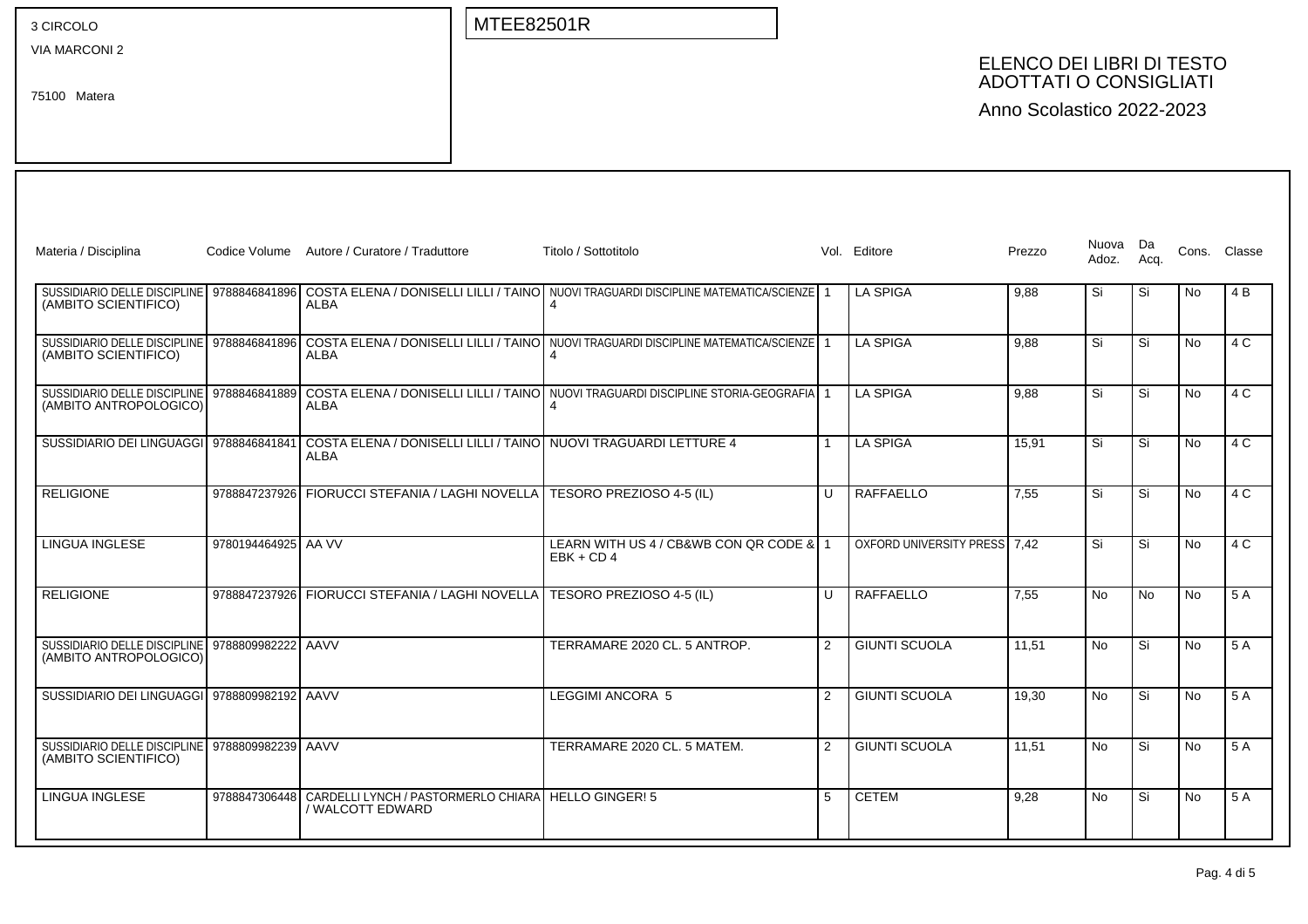3 CIRCOLO
VIA MARCONI 2

75100 Matera

MTEE82501R

# ELENCO DEI LIBRI DI TESTO ADOTTATI O CONSIGLIATI

Anno Scolastico 2022-2023

| Materia / Disciplina | Codice Volume | Autore / Curatore / Traduttore | Titolo / Sottotitolo | Vol. | Editore | Prezzo | Nuova Adoz. | Da Acq. | Cons. | Classe |
|---|---|---|---|---|---|---|---|---|---|---|
| SUSSIDIARIO DELLE DISCIPLINE (AMBITO SCIENTIFICO) | 9788846841896 | COSTA ELENA / DONISELLI LILLI / TAINO ALBA | NUOVI TRAGUARDI DISCIPLINE MATEMATICA/SCIENZE 4 | 1 | LA SPIGA | 9,88 | Si | Si | No | 4 B |
| SUSSIDIARIO DELLE DISCIPLINE (AMBITO SCIENTIFICO) | 9788846841896 | COSTA ELENA / DONISELLI LILLI / TAINO ALBA | NUOVI TRAGUARDI DISCIPLINE MATEMATICA/SCIENZE 4 | 1 | LA SPIGA | 9,88 | Si | Si | No | 4 C |
| SUSSIDIARIO DELLE DISCIPLINE (AMBITO ANTROPOLOGICO) | 9788846841889 | COSTA ELENA / DONISELLI LILLI / TAINO ALBA | NUOVI TRAGUARDI DISCIPLINE STORIA-GEOGRAFIA 4 | 1 | LA SPIGA | 9,88 | Si | Si | No | 4 C |
| SUSSIDIARIO DEI LINGUAGGI | 9788846841841 | COSTA ELENA / DONISELLI LILLI / TAINO ALBA | NUOVI TRAGUARDI LETTURE 4 | 1 | LA SPIGA | 15,91 | Si | Si | No | 4 C |
| RELIGIONE | 9788847237926 | FIORUCCI STEFANIA / LAGHI NOVELLA | TESORO PREZIOSO 4-5 (IL) | U | RAFFAELLO | 7,55 | Si | Si | No | 4 C |
| LINGUA INGLESE | 9780194464925 | AA VV | LEARN WITH US 4 / CB&WB CON QR CODE & EBK + CD 4 | 1 | OXFORD UNIVERSITY PRESS | 7,42 | Si | Si | No | 4 C |
| RELIGIONE | 9788847237926 | FIORUCCI STEFANIA / LAGHI NOVELLA | TESORO PREZIOSO 4-5 (IL) | U | RAFFAELLO | 7,55 | No | No | No | 5 A |
| SUSSIDIARIO DELLE DISCIPLINE (AMBITO ANTROPOLOGICO) | 9788809982222 | AAVV | TERRAMARE 2020 CL. 5 ANTROP. | 2 | GIUNTI SCUOLA | 11,51 | No | Si | No | 5 A |
| SUSSIDIARIO DEI LINGUAGGI | 9788809982192 | AAVV | LEGGIMI ANCORA 5 | 2 | GIUNTI SCUOLA | 19,30 | No | Si | No | 5 A |
| SUSSIDIARIO DELLE DISCIPLINE (AMBITO SCIENTIFICO) | 9788809982239 | AAVV | TERRAMARE 2020 CL. 5 MATEM. | 2 | GIUNTI SCUOLA | 11,51 | No | Si | No | 5 A |
| LINGUA INGLESE | 9788847306448 | CARDELLI LYNCH / PASTORMERLO CHIARA / WALCOTT EDWARD | HELLO GINGER! 5 | 5 | CETEM | 9,28 | No | Si | No | 5 A |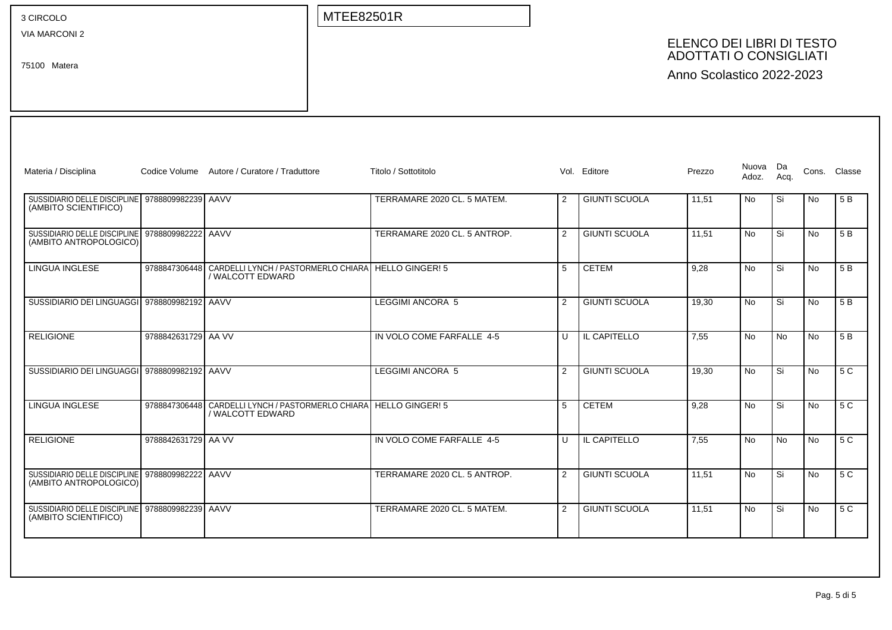3 CIRCOLO
VIA MARCONI 2

75100 Matera

MTEE82501R

# ELENCO DEI LIBRI DI TESTO ADOTTATI O CONSIGLIATI

Anno Scolastico 2022-2023

| Materia / Disciplina | Codice Volume | Autore / Curatore / Traduttore | Titolo / Sottotitolo | Vol. | Editore | Prezzo | Nuova Adoz. | Da Acq. | Cons. | Classe |
|---|---|---|---|---|---|---|---|---|---|---|
| SUSSIDIARIO DELLE DISCIPLINE (AMBITO SCIENTIFICO) | 9788809982239 | AAVV | TERRAMARE 2020 CL. 5 MATEM. | 2 | GIUNTI SCUOLA | 11,51 | No | Si | No | 5 B |
| SUSSIDIARIO DELLE DISCIPLINE (AMBITO ANTROPOLOGICO) | 9788809982222 | AAVV | TERRAMARE 2020 CL. 5 ANTROP. | 2 | GIUNTI SCUOLA | 11,51 | No | Si | No | 5 B |
| LINGUA INGLESE | 9788847306448 | CARDELLI LYNCH / PASTORMERLO CHIARA / WALCOTT EDWARD | HELLO GINGER! 5 | 5 | CETEM | 9,28 | No | Si | No | 5 B |
| SUSSIDIARIO DEI LINGUAGGI | 9788809982192 | AAVV | LEGGIMI ANCORA 5 | 2 | GIUNTI SCUOLA | 19,30 | No | Si | No | 5 B |
| RELIGIONE | 9788842631729 | AA VV | IN VOLO COME FARFALLE 4-5 | U | IL CAPITELLO | 7,55 | No | No | No | 5 B |
| SUSSIDIARIO DEI LINGUAGGI | 9788809982192 | AAVV | LEGGIMI ANCORA 5 | 2 | GIUNTI SCUOLA | 19,30 | No | Si | No | 5 C |
| LINGUA INGLESE | 9788847306448 | CARDELLI LYNCH / PASTORMERLO CHIARA / WALCOTT EDWARD | HELLO GINGER! 5 | 5 | CETEM | 9,28 | No | Si | No | 5 C |
| RELIGIONE | 9788842631729 | AA VV | IN VOLO COME FARFALLE 4-5 | U | IL CAPITELLO | 7,55 | No | No | No | 5 C |
| SUSSIDIARIO DELLE DISCIPLINE (AMBITO ANTROPOLOGICO) | 9788809982222 | AAVV | TERRAMARE 2020 CL. 5 ANTROP. | 2 | GIUNTI SCUOLA | 11,51 | No | Si | No | 5 C |
| SUSSIDIARIO DELLE DISCIPLINE (AMBITO SCIENTIFICO) | 9788809982239 | AAVV | TERRAMARE 2020 CL. 5 MATEM. | 2 | GIUNTI SCUOLA | 11,51 | No | Si | No | 5 C |